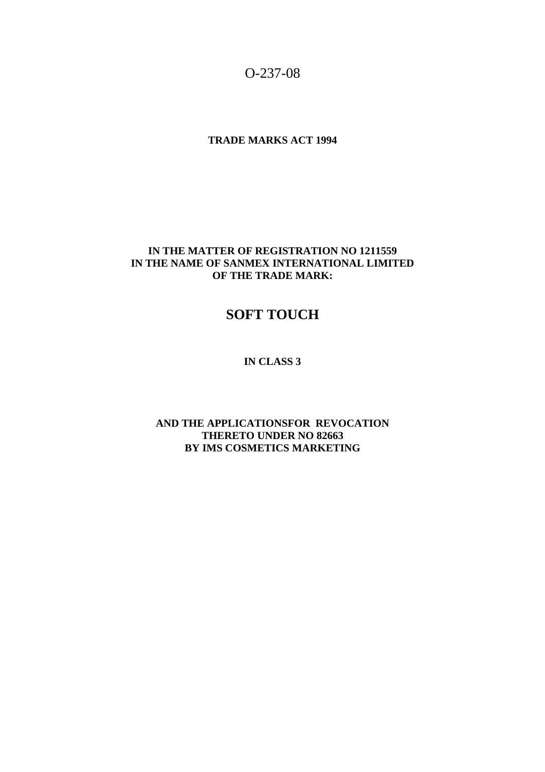O-237-08

**TRADE MARKS ACT 1994**

**IN THE MATTER OF REGISTRATION NO 1211559**
**IN THE NAME OF SANMEX INTERNATIONAL LIMITED**
**OF THE TRADE MARK:**

# SOFT TOUCH

**IN CLASS 3**

**AND THE APPLICATIONSFOR REVOCATION**
**THERETO UNDER NO 82663**
**BY IMS COSMETICS MARKETING**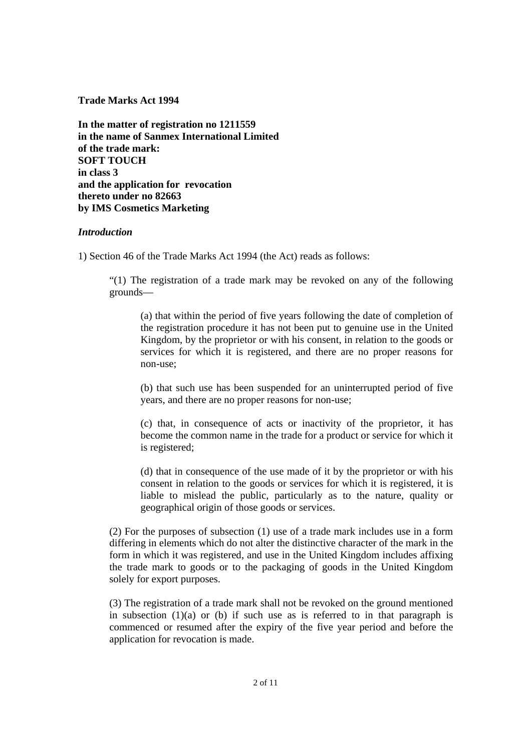**Trade Marks Act 1994**

**In the matter of registration no 1211559 in the name of Sanmex International Limited of the trade mark: SOFT TOUCH in class 3 and the application for revocation thereto under no 82663 by IMS Cosmetics Marketing**

***Introduction***

1) Section 46 of the Trade Marks Act 1994 (the Act) reads as follows:

> "(1) The registration of a trade mark may be revoked on any of the following grounds—
>
> > (a) that within the period of five years following the date of completion of the registration procedure it has not been put to genuine use in the United Kingdom, by the proprietor or with his consent, in relation to the goods or services for which it is registered, and there are no proper reasons for non-use;
> >
> > (b) that such use has been suspended for an uninterrupted period of five years, and there are no proper reasons for non-use;
> >
> > (c) that, in consequence of acts or inactivity of the proprietor, it has become the common name in the trade for a product or service for which it is registered;
> >
> > (d) that in consequence of the use made of it by the proprietor or with his consent in relation to the goods or services for which it is registered, it is liable to mislead the public, particularly as to the nature, quality or geographical origin of those goods or services.
>
> (2) For the purposes of subsection (1) use of a trade mark includes use in a form differing in elements which do not alter the distinctive character of the mark in the form in which it was registered, and use in the United Kingdom includes affixing the trade mark to goods or to the packaging of goods in the United Kingdom solely for export purposes.
>
> (3) The registration of a trade mark shall not be revoked on the ground mentioned in subsection (1)(a) or (b) if such use as is referred to in that paragraph is commenced or resumed after the expiry of the five year period and before the application for revocation is made.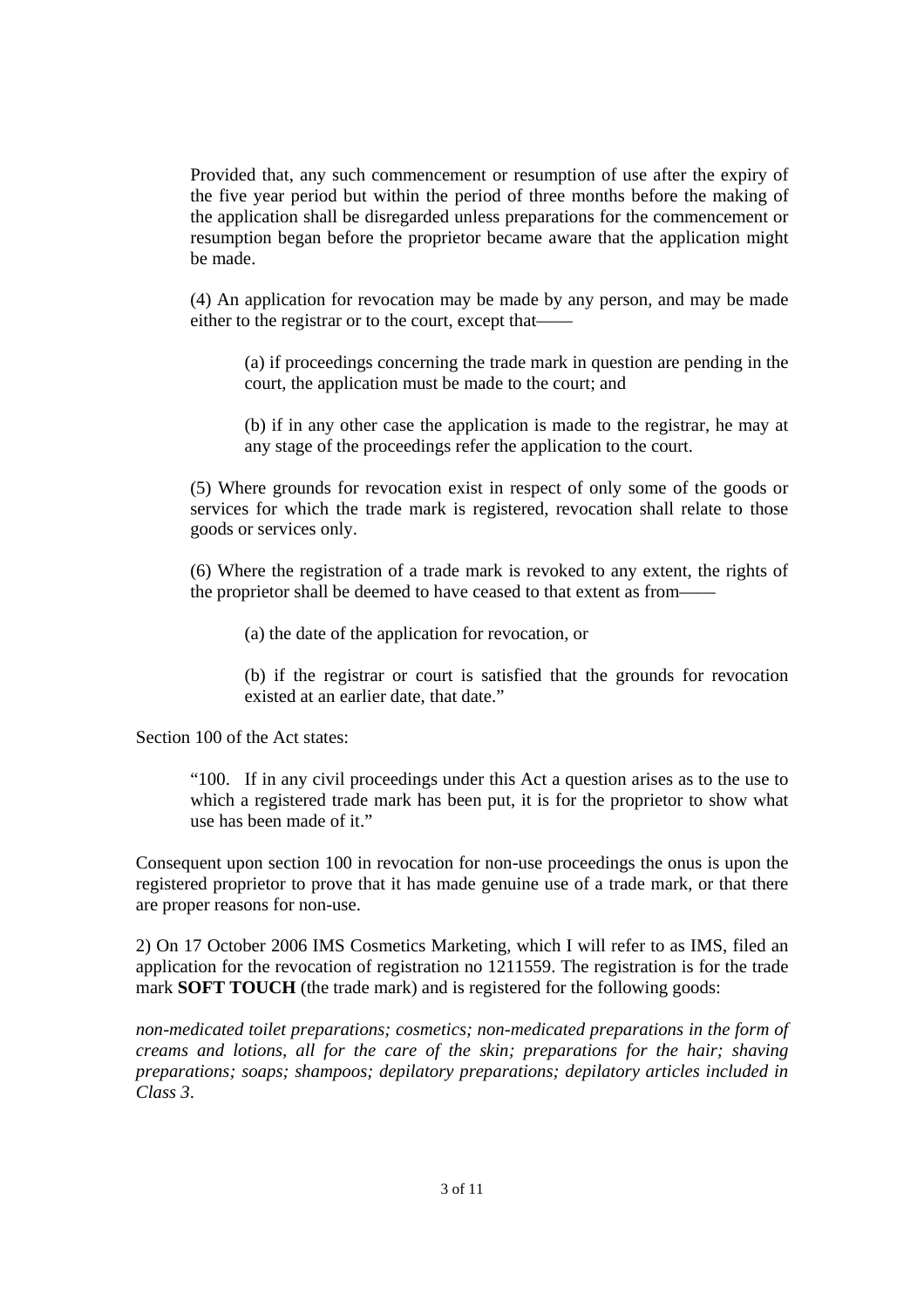Provided that, any such commencement or resumption of use after the expiry of the five year period but within the period of three months before the making of the application shall be disregarded unless preparations for the commencement or resumption began before the proprietor became aware that the application might be made.

(4) An application for revocation may be made by any person, and may be made either to the registrar or to the court, except that——

(a) if proceedings concerning the trade mark in question are pending in the court, the application must be made to the court; and

(b) if in any other case the application is made to the registrar, he may at any stage of the proceedings refer the application to the court.

(5) Where grounds for revocation exist in respect of only some of the goods or services for which the trade mark is registered, revocation shall relate to those goods or services only.

(6) Where the registration of a trade mark is revoked to any extent, the rights of the proprietor shall be deemed to have ceased to that extent as from——

(a) the date of the application for revocation, or

(b) if the registrar or court is satisfied that the grounds for revocation existed at an earlier date, that date."

Section 100 of the Act states:

"100. If in any civil proceedings under this Act a question arises as to the use to which a registered trade mark has been put, it is for the proprietor to show what use has been made of it."

Consequent upon section 100 in revocation for non-use proceedings the onus is upon the registered proprietor to prove that it has made genuine use of a trade mark, or that there are proper reasons for non-use.

2) On 17 October 2006 IMS Cosmetics Marketing, which I will refer to as IMS, filed an application for the revocation of registration no 1211559. The registration is for the trade mark **SOFT TOUCH** (the trade mark) and is registered for the following goods:

*non-medicated toilet preparations; cosmetics; non-medicated preparations in the form of creams and lotions, all for the care of the skin; preparations for the hair; shaving preparations; soaps; shampoos; depilatory preparations; depilatory articles included in Class 3.*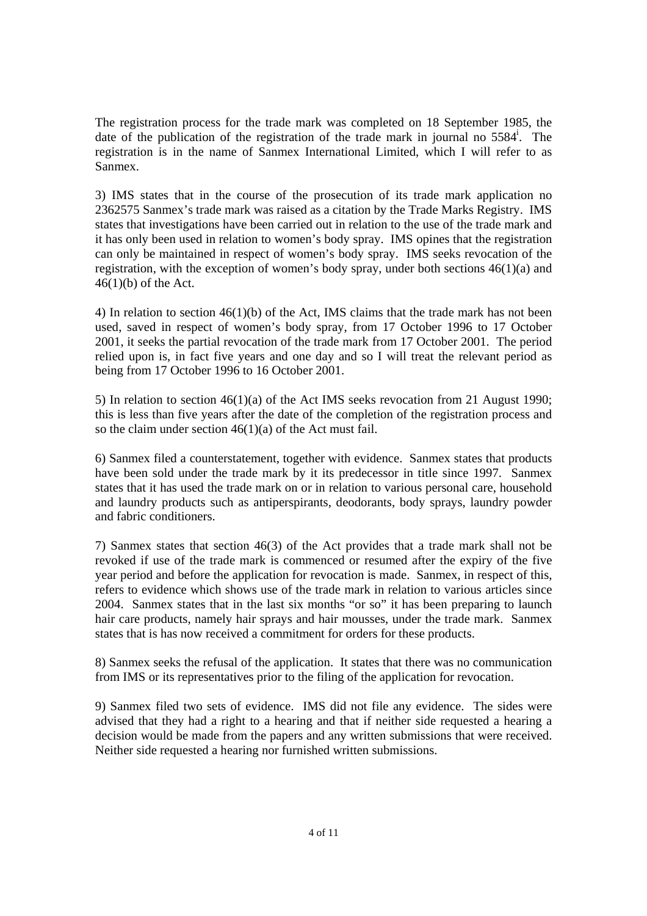The registration process for the trade mark was completed on 18 September 1985, the date of the publication of the registration of the trade mark in journal no 5584[i]. The registration is in the name of Sanmex International Limited, which I will refer to as Sanmex.

3) IMS states that in the course of the prosecution of its trade mark application no 2362575 Sanmex's trade mark was raised as a citation by the Trade Marks Registry. IMS states that investigations have been carried out in relation to the use of the trade mark and it has only been used in relation to women's body spray. IMS opines that the registration can only be maintained in respect of women's body spray. IMS seeks revocation of the registration, with the exception of women's body spray, under both sections 46(1)(a) and 46(1)(b) of the Act.

4) In relation to section 46(1)(b) of the Act, IMS claims that the trade mark has not been used, saved in respect of women's body spray, from 17 October 1996 to 17 October 2001, it seeks the partial revocation of the trade mark from 17 October 2001. The period relied upon is, in fact five years and one day and so I will treat the relevant period as being from 17 October 1996 to 16 October 2001.

5) In relation to section 46(1)(a) of the Act IMS seeks revocation from 21 August 1990; this is less than five years after the date of the completion of the registration process and so the claim under section 46(1)(a) of the Act must fail.

6) Sanmex filed a counterstatement, together with evidence. Sanmex states that products have been sold under the trade mark by it its predecessor in title since 1997. Sanmex states that it has used the trade mark on or in relation to various personal care, household and laundry products such as antiperspirants, deodorants, body sprays, laundry powder and fabric conditioners.

7) Sanmex states that section 46(3) of the Act provides that a trade mark shall not be revoked if use of the trade mark is commenced or resumed after the expiry of the five year period and before the application for revocation is made. Sanmex, in respect of this, refers to evidence which shows use of the trade mark in relation to various articles since 2004. Sanmex states that in the last six months "or so" it has been preparing to launch hair care products, namely hair sprays and hair mousses, under the trade mark. Sanmex states that is has now received a commitment for orders for these products.

8) Sanmex seeks the refusal of the application. It states that there was no communication from IMS or its representatives prior to the filing of the application for revocation.

9) Sanmex filed two sets of evidence. IMS did not file any evidence. The sides were advised that they had a right to a hearing and that if neither side requested a hearing a decision would be made from the papers and any written submissions that were received. Neither side requested a hearing nor furnished written submissions.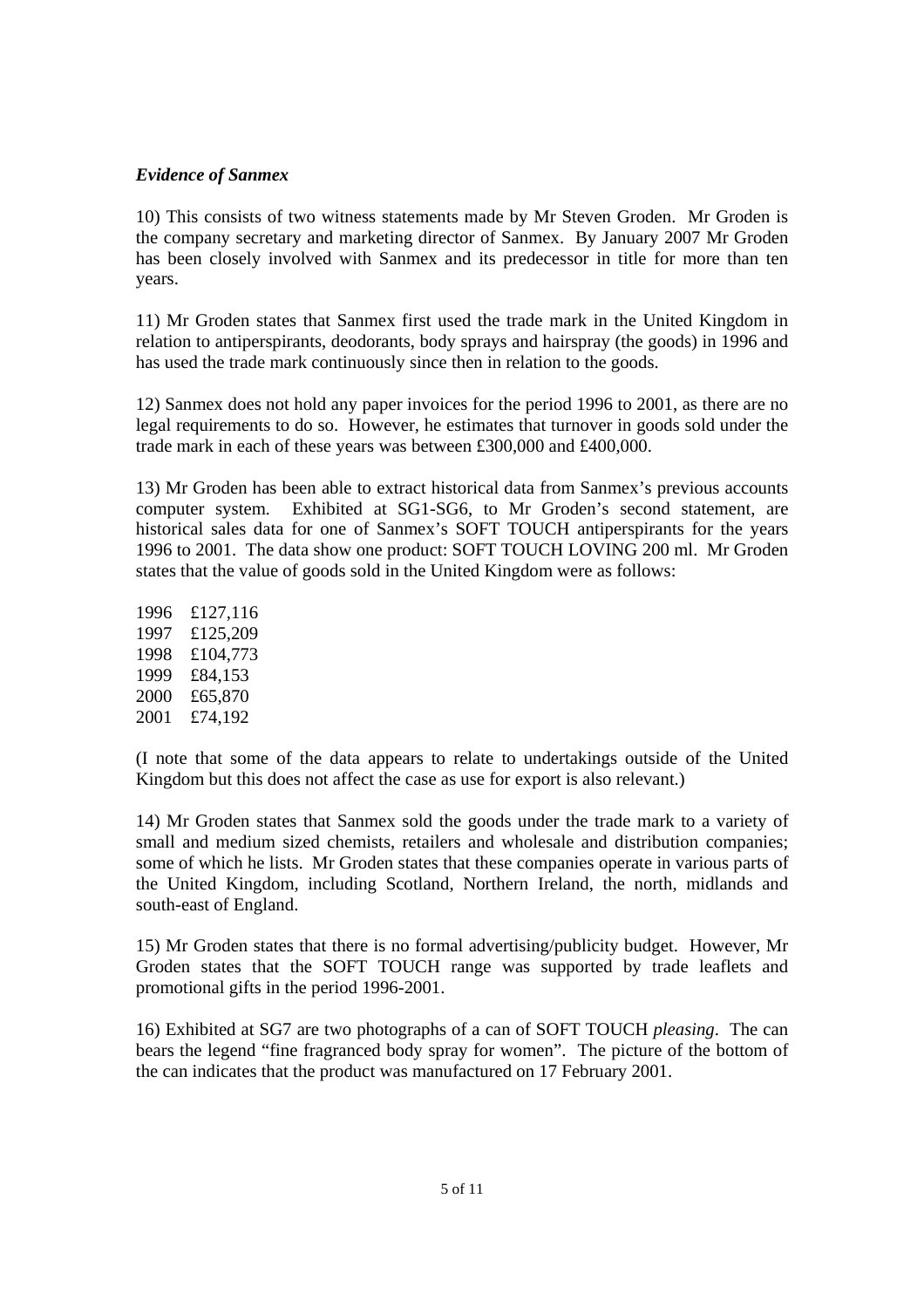***Evidence of Sanmex***

10) This consists of two witness statements made by Mr Steven Groden. Mr Groden is the company secretary and marketing director of Sanmex. By January 2007 Mr Groden has been closely involved with Sanmex and its predecessor in title for more than ten years.

11) Mr Groden states that Sanmex first used the trade mark in the United Kingdom in relation to antiperspirants, deodorants, body sprays and hairspray (the goods) in 1996 and has used the trade mark continuously since then in relation to the goods.

12) Sanmex does not hold any paper invoices for the period 1996 to 2001, as there are no legal requirements to do so. However, he estimates that turnover in goods sold under the trade mark in each of these years was between £300,000 and £400,000.

13) Mr Groden has been able to extract historical data from Sanmex's previous accounts computer system. Exhibited at SG1-SG6, to Mr Groden's second statement, are historical sales data for one of Sanmex's SOFT TOUCH antiperspirants for the years 1996 to 2001. The data show one product: SOFT TOUCH LOVING 200 ml. Mr Groden states that the value of goods sold in the United Kingdom were as follows:

1996 £127,116
1997 £125,209
1998 £104,773
1999 £84,153
2000 £65,870
2001 £74,192

(I note that some of the data appears to relate to undertakings outside of the United Kingdom but this does not affect the case as use for export is also relevant.)

14) Mr Groden states that Sanmex sold the goods under the trade mark to a variety of small and medium sized chemists, retailers and wholesale and distribution companies; some of which he lists. Mr Groden states that these companies operate in various parts of the United Kingdom, including Scotland, Northern Ireland, the north, midlands and south-east of England.

15) Mr Groden states that there is no formal advertising/publicity budget. However, Mr Groden states that the SOFT TOUCH range was supported by trade leaflets and promotional gifts in the period 1996-2001.

16) Exhibited at SG7 are two photographs of a can of SOFT TOUCH *pleasing*. The can bears the legend "fine fragranced body spray for women". The picture of the bottom of the can indicates that the product was manufactured on 17 February 2001.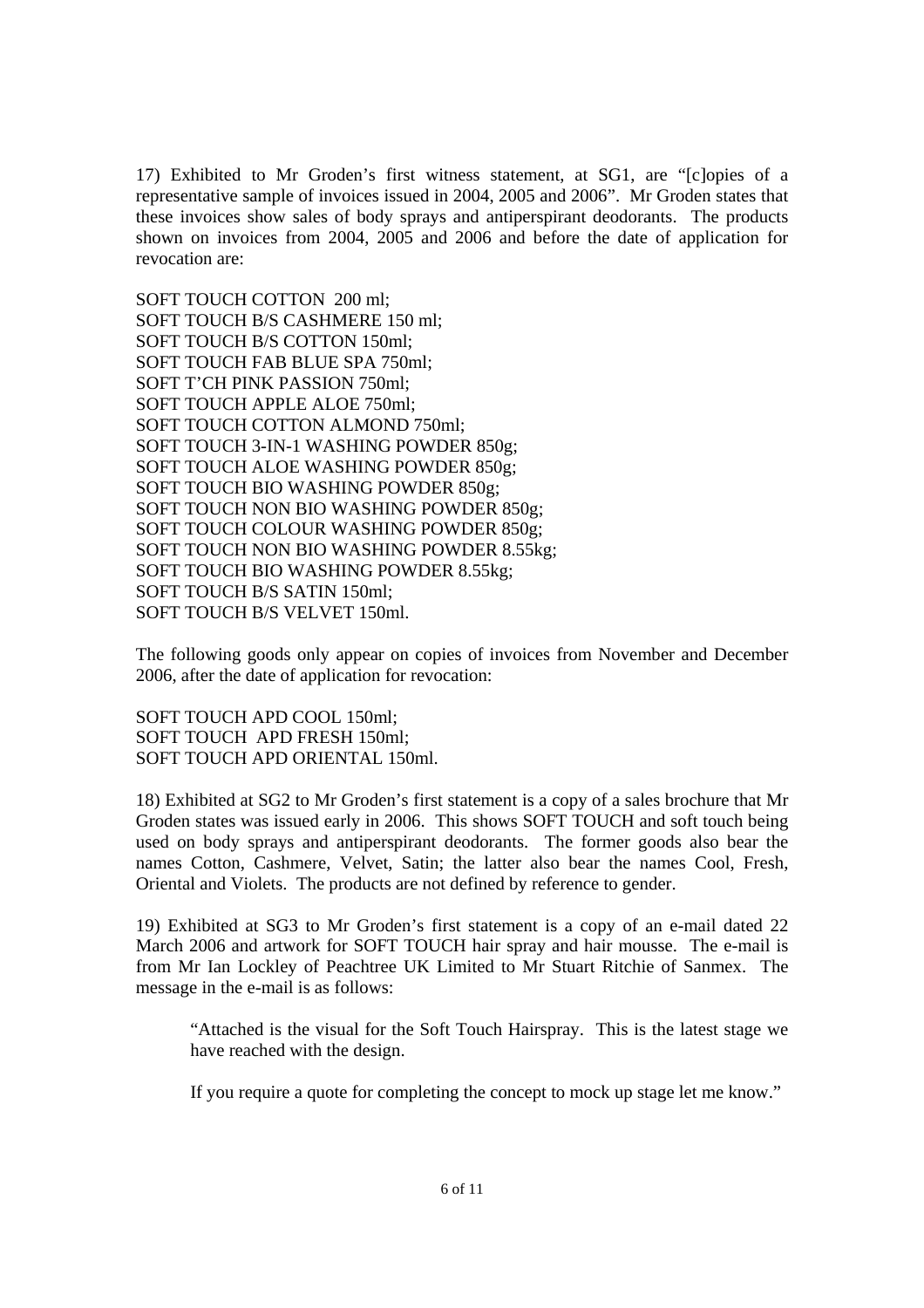17) Exhibited to Mr Groden's first witness statement, at SG1, are "[c]opies of a representative sample of invoices issued in 2004, 2005 and 2006". Mr Groden states that these invoices show sales of body sprays and antiperspirant deodorants. The products shown on invoices from 2004, 2005 and 2006 and before the date of application for revocation are:

SOFT TOUCH COTTON 200 ml;
SOFT TOUCH B/S CASHMERE 150 ml;
SOFT TOUCH B/S COTTON 150ml;
SOFT TOUCH FAB BLUE SPA 750ml;
SOFT T'CH PINK PASSION 750ml;
SOFT TOUCH APPLE ALOE 750ml;
SOFT TOUCH COTTON ALMOND 750ml;
SOFT TOUCH 3-IN-1 WASHING POWDER 850g;
SOFT TOUCH ALOE WASHING POWDER 850g;
SOFT TOUCH BIO WASHING POWDER 850g;
SOFT TOUCH NON BIO WASHING POWDER 850g;
SOFT TOUCH COLOUR WASHING POWDER 850g;
SOFT TOUCH NON BIO WASHING POWDER 8.55kg;
SOFT TOUCH BIO WASHING POWDER 8.55kg;
SOFT TOUCH B/S SATIN 150ml;
SOFT TOUCH B/S VELVET 150ml.

The following goods only appear on copies of invoices from November and December 2006, after the date of application for revocation:

SOFT TOUCH APD COOL 150ml;
SOFT TOUCH APD FRESH 150ml;
SOFT TOUCH APD ORIENTAL 150ml.

18) Exhibited at SG2 to Mr Groden's first statement is a copy of a sales brochure that Mr Groden states was issued early in 2006. This shows SOFT TOUCH and soft touch being used on body sprays and antiperspirant deodorants. The former goods also bear the names Cotton, Cashmere, Velvet, Satin; the latter also bear the names Cool, Fresh, Oriental and Violets. The products are not defined by reference to gender.

19) Exhibited at SG3 to Mr Groden's first statement is a copy of an e-mail dated 22 March 2006 and artwork for SOFT TOUCH hair spray and hair mousse. The e-mail is from Mr Ian Lockley of Peachtree UK Limited to Mr Stuart Ritchie of Sanmex. The message in the e-mail is as follows:

> "Attached is the visual for the Soft Touch Hairspray. This is the latest stage we have reached with the design.
>
> If you require a quote for completing the concept to mock up stage let me know."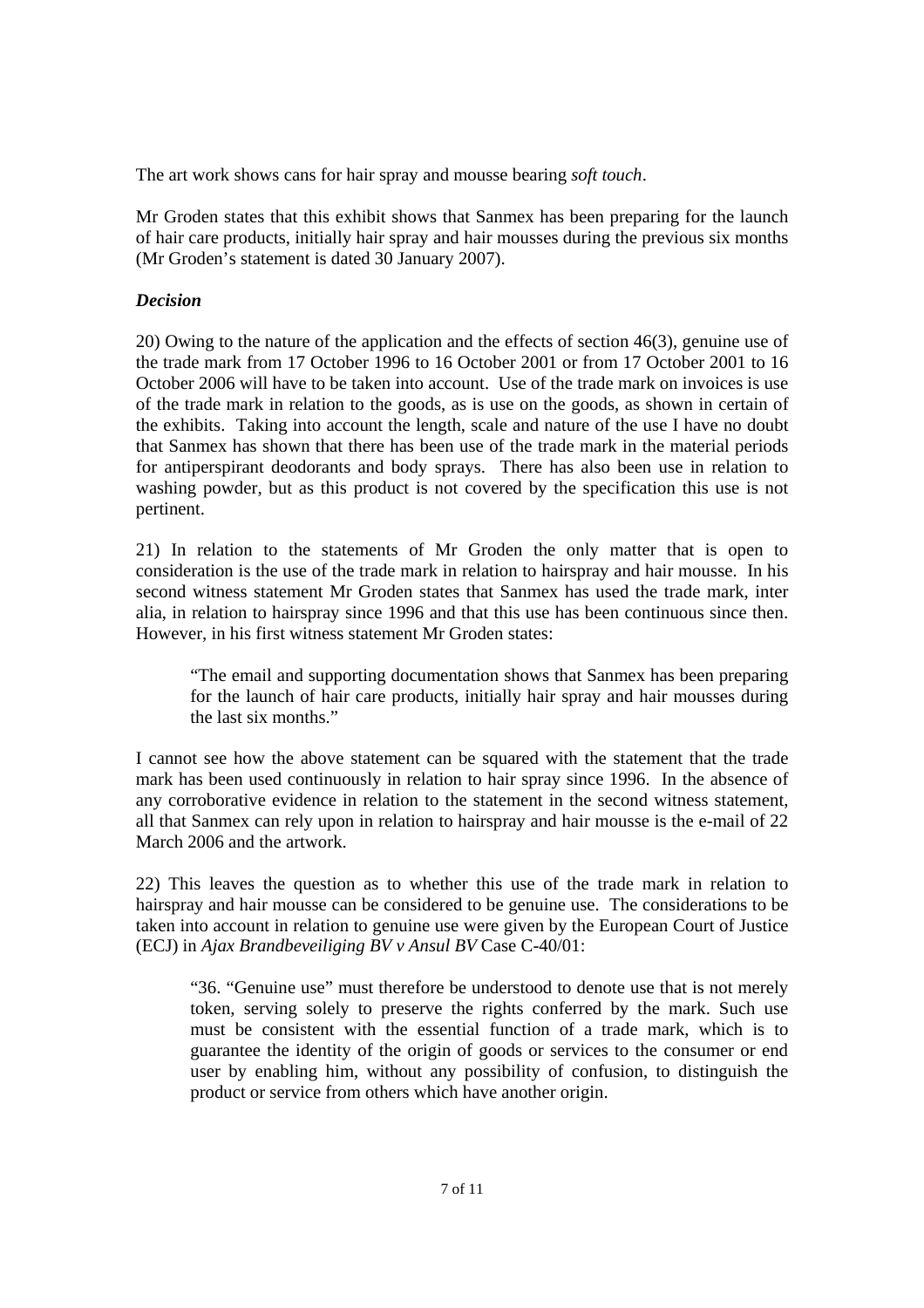The art work shows cans for hair spray and mousse bearing *soft touch*.

Mr Groden states that this exhibit shows that Sanmex has been preparing for the launch of hair care products, initially hair spray and hair mousses during the previous six months (Mr Groden's statement is dated 30 January 2007).

***Decision***

20) Owing to the nature of the application and the effects of section 46(3), genuine use of the trade mark from 17 October 1996 to 16 October 2001 or from 17 October 2001 to 16 October 2006 will have to be taken into account. Use of the trade mark on invoices is use of the trade mark in relation to the goods, as is use on the goods, as shown in certain of the exhibits. Taking into account the length, scale and nature of the use I have no doubt that Sanmex has shown that there has been use of the trade mark in the material periods for antiperspirant deodorants and body sprays. There has also been use in relation to washing powder, but as this product is not covered by the specification this use is not pertinent.

21) In relation to the statements of Mr Groden the only matter that is open to consideration is the use of the trade mark in relation to hairspray and hair mousse. In his second witness statement Mr Groden states that Sanmex has used the trade mark, inter alia, in relation to hairspray since 1996 and that this use has been continuous since then. However, in his first witness statement Mr Groden states:

> "The email and supporting documentation shows that Sanmex has been preparing for the launch of hair care products, initially hair spray and hair mousses during the last six months."

I cannot see how the above statement can be squared with the statement that the trade mark has been used continuously in relation to hair spray since 1996. In the absence of any corroborative evidence in relation to the statement in the second witness statement, all that Sanmex can rely upon in relation to hairspray and hair mousse is the e-mail of 22 March 2006 and the artwork.

22) This leaves the question as to whether this use of the trade mark in relation to hairspray and hair mousse can be considered to be genuine use. The considerations to be taken into account in relation to genuine use were given by the European Court of Justice (ECJ) in *Ajax Brandbeveiliging BV v Ansul BV* Case C-40/01:

> "36. "Genuine use" must therefore be understood to denote use that is not merely token, serving solely to preserve the rights conferred by the mark. Such use must be consistent with the essential function of a trade mark, which is to guarantee the identity of the origin of goods or services to the consumer or end user by enabling him, without any possibility of confusion, to distinguish the product or service from others which have another origin.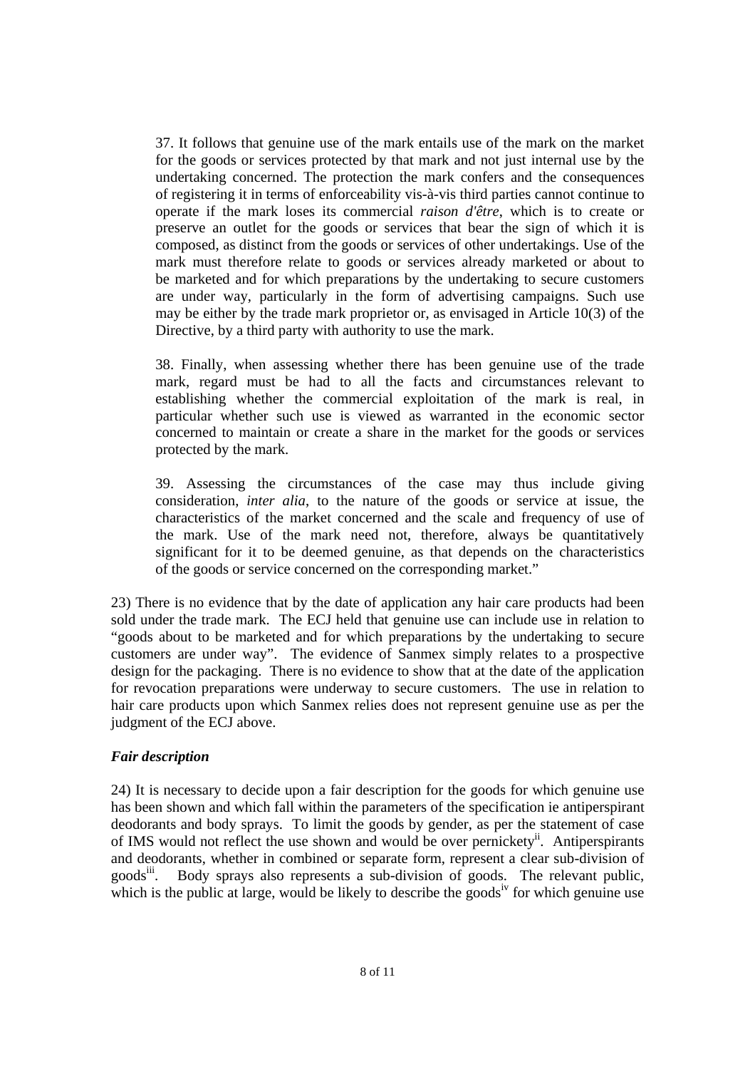> 37. It follows that genuine use of the mark entails use of the mark on the market for the goods or services protected by that mark and not just internal use by the undertaking concerned. The protection the mark confers and the consequences of registering it in terms of enforceability vis-à-vis third parties cannot continue to operate if the mark loses its commercial *raison d'être*, which is to create or preserve an outlet for the goods or services that bear the sign of which it is composed, as distinct from the goods or services of other undertakings. Use of the mark must therefore relate to goods or services already marketed or about to be marketed and for which preparations by the undertaking to secure customers are under way, particularly in the form of advertising campaigns. Such use may be either by the trade mark proprietor or, as envisaged in Article 10(3) of the Directive, by a third party with authority to use the mark.
>
> 38. Finally, when assessing whether there has been genuine use of the trade mark, regard must be had to all the facts and circumstances relevant to establishing whether the commercial exploitation of the mark is real, in particular whether such use is viewed as warranted in the economic sector concerned to maintain or create a share in the market for the goods or services protected by the mark.
>
> 39. Assessing the circumstances of the case may thus include giving consideration, *inter alia*, to the nature of the goods or service at issue, the characteristics of the market concerned and the scale and frequency of use of the mark. Use of the mark need not, therefore, always be quantitatively significant for it to be deemed genuine, as that depends on the characteristics of the goods or service concerned on the corresponding market."

23) There is no evidence that by the date of application any hair care products had been sold under the trade mark. The ECJ held that genuine use can include use in relation to "goods about to be marketed and for which preparations by the undertaking to secure customers are under way". The evidence of Sanmex simply relates to a prospective design for the packaging. There is no evidence to show that at the date of the application for revocation preparations were underway to secure customers. The use in relation to hair care products upon which Sanmex relies does not represent genuine use as per the judgment of the ECJ above.

***Fair description***

24) It is necessary to decide upon a fair description for the goods for which genuine use has been shown and which fall within the parameters of the specification ie antiperspirant deodorants and body sprays. To limit the goods by gender, as per the statement of case of IMS would not reflect the use shown and would be over pernickety[ii]. Antiperspirants and deodorants, whether in combined or separate form, represent a clear sub-division of goods[iii]. Body sprays also represents a sub-division of goods. The relevant public, which is the public at large, would be likely to describe the goods[iv] for which genuine use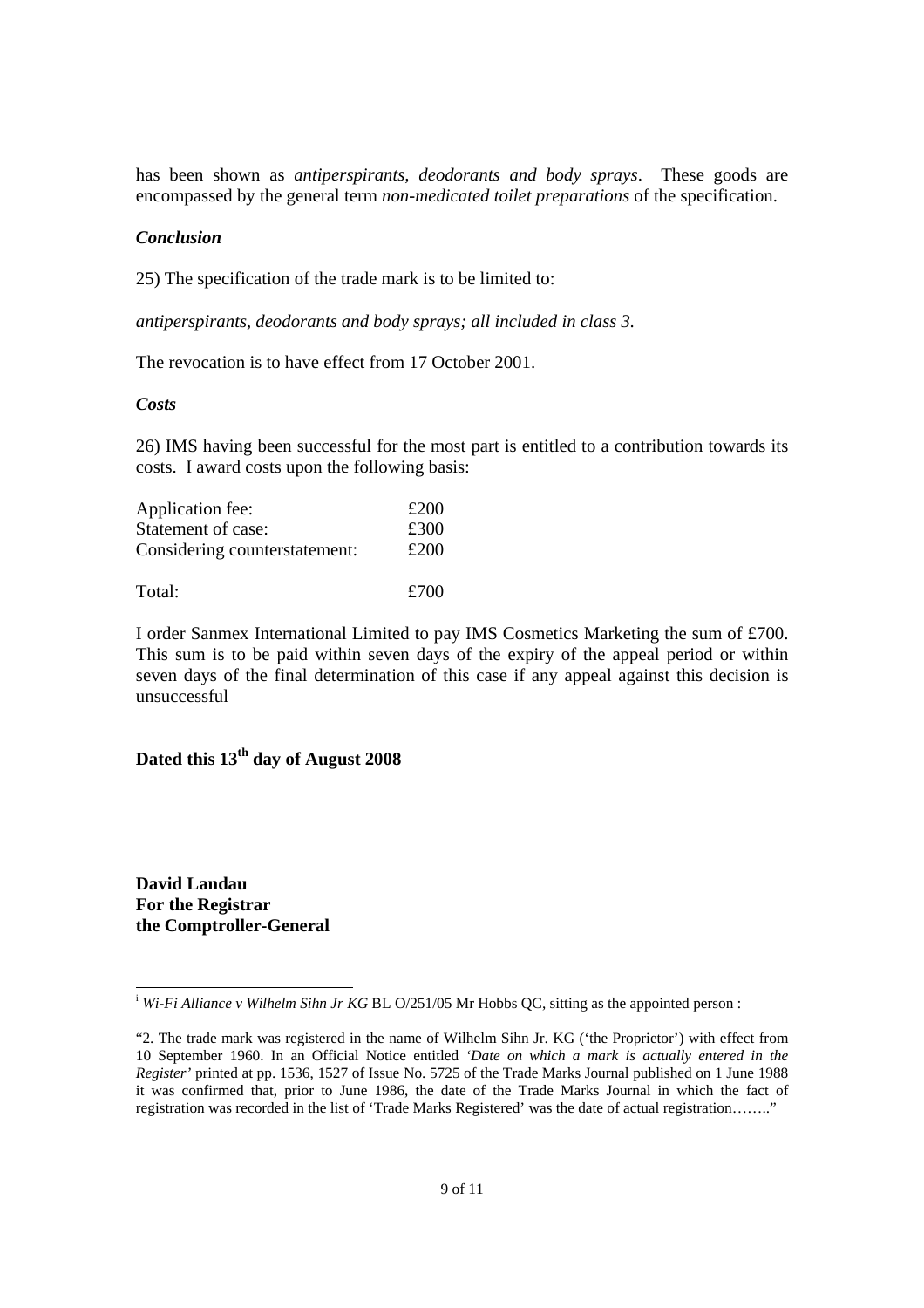has been shown as *antiperspirants, deodorants and body sprays*. These goods are encompassed by the general term *non-medicated toilet preparations* of the specification.

### *Conclusion*

25) The specification of the trade mark is to be limited to:

*antiperspirants, deodorants and body sprays; all included in class 3.*

The revocation is to have effect from 17 October 2001.

### *Costs*

26) IMS having been successful for the most part is entitled to a contribution towards its costs. I award costs upon the following basis:

| | |
|---|---|
| Application fee: | £200 |
| Statement of case: | £300 |
| Considering counterstatement: | £200 |
| Total: | £700 |

I order Sanmex International Limited to pay IMS Cosmetics Marketing the sum of £700. This sum is to be paid within seven days of the expiry of the appeal period or within seven days of the final determination of this case if any appeal against this decision is unsuccessful

**Dated this 13th day of August 2008**

**David Landau**
**For the Registrar**
**the Comptroller-General**

---

[i] *Wi-Fi Alliance v Wilhelm Sihn Jr KG* BL O/251/05 Mr Hobbs QC, sitting as the appointed person :

"2. The trade mark was registered in the name of Wilhelm Sihn Jr. KG ('the Proprietor') with effect from 10 September 1960. In an Official Notice entitled *'Date on which a mark is actually entered in the Register'* printed at pp. 1536, 1527 of Issue No. 5725 of the Trade Marks Journal published on 1 June 1988 it was confirmed that, prior to June 1986, the date of the Trade Marks Journal in which the fact of registration was recorded in the list of 'Trade Marks Registered' was the date of actual registration…….."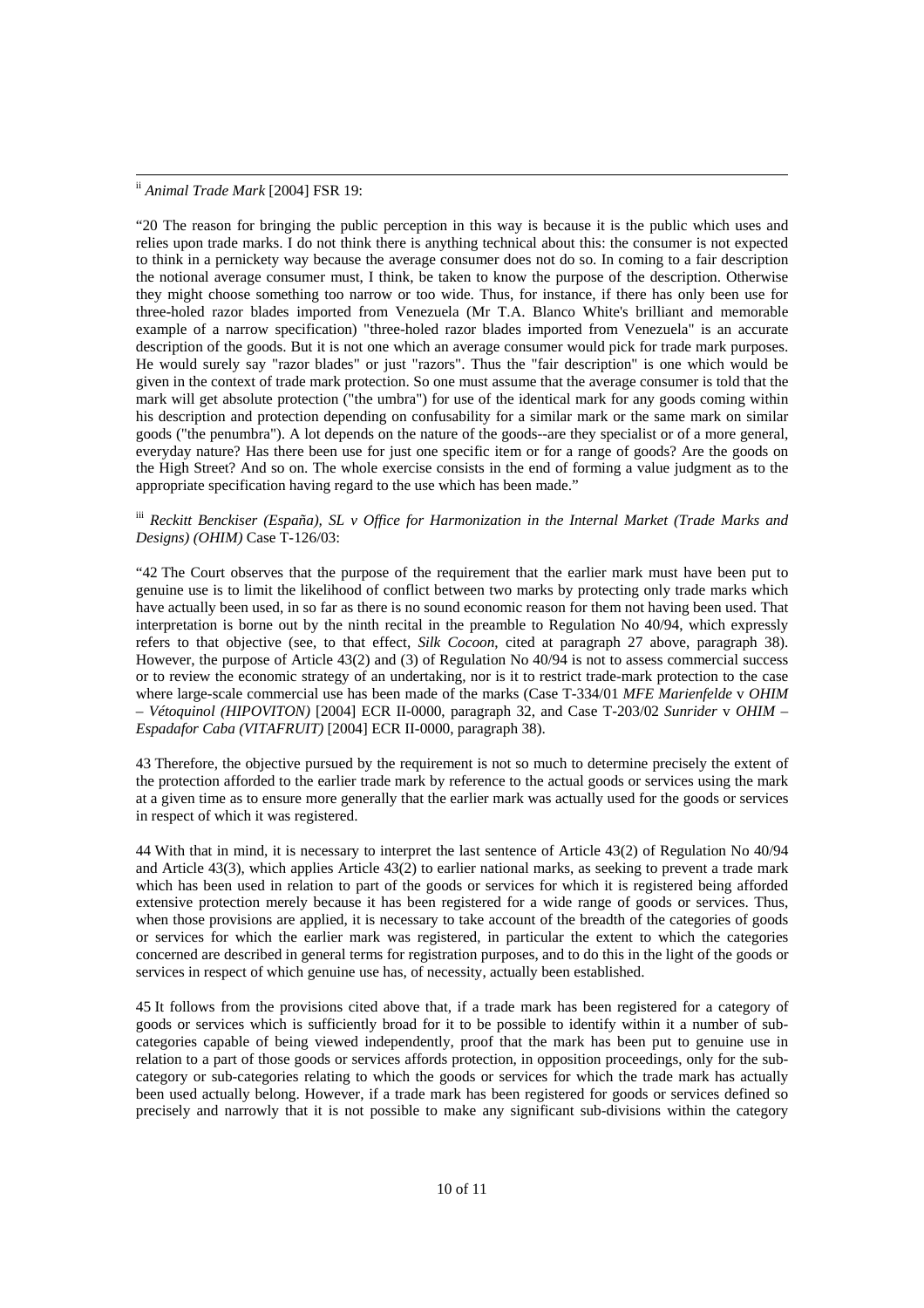[ii] *Animal Trade Mark* [2004] FSR 19:

"20 The reason for bringing the public perception in this way is because it is the public which uses and relies upon trade marks. I do not think there is anything technical about this: the consumer is not expected to think in a pernickety way because the average consumer does not do so. In coming to a fair description the notional average consumer must, I think, be taken to know the purpose of the description. Otherwise they might choose something too narrow or too wide. Thus, for instance, if there has only been use for three-holed razor blades imported from Venezuela (Mr T.A. Blanco White's brilliant and memorable example of a narrow specification) "three-holed razor blades imported from Venezuela" is an accurate description of the goods. But it is not one which an average consumer would pick for trade mark purposes. He would surely say "razor blades" or just "razors". Thus the "fair description" is one which would be given in the context of trade mark protection. So one must assume that the average consumer is told that the mark will get absolute protection ("the umbra") for use of the identical mark for any goods coming within his description and protection depending on confusability for a similar mark or the same mark on similar goods ("the penumbra"). A lot depends on the nature of the goods--are they specialist or of a more general, everyday nature? Has there been use for just one specific item or for a range of goods? Are the goods on the High Street? And so on. The whole exercise consists in the end of forming a value judgment as to the appropriate specification having regard to the use which has been made."

[iii] *Reckitt Benckiser (España), SL v Office for Harmonization in the Internal Market (Trade Marks and Designs) (OHIM)* Case T-126/03:

"42 The Court observes that the purpose of the requirement that the earlier mark must have been put to genuine use is to limit the likelihood of conflict between two marks by protecting only trade marks which have actually been used, in so far as there is no sound economic reason for them not having been used. That interpretation is borne out by the ninth recital in the preamble to Regulation No 40/94, which expressly refers to that objective (see, to that effect, *Silk Cocoon*, cited at paragraph 27 above, paragraph 38). However, the purpose of Article 43(2) and (3) of Regulation No 40/94 is not to assess commercial success or to review the economic strategy of an undertaking, nor is it to restrict trade-mark protection to the case where large-scale commercial use has been made of the marks (Case T-334/01 *MFE Marienfelde* v *OHIM – Vétoquinol (HIPOVITON)* [2004] ECR II-0000, paragraph 32, and Case T-203/02 *Sunrider* v *OHIM – Espadafor Caba (VITAFRUIT)* [2004] ECR II-0000, paragraph 38).

43 Therefore, the objective pursued by the requirement is not so much to determine precisely the extent of the protection afforded to the earlier trade mark by reference to the actual goods or services using the mark at a given time as to ensure more generally that the earlier mark was actually used for the goods or services in respect of which it was registered.

44 With that in mind, it is necessary to interpret the last sentence of Article 43(2) of Regulation No 40/94 and Article 43(3), which applies Article 43(2) to earlier national marks, as seeking to prevent a trade mark which has been used in relation to part of the goods or services for which it is registered being afforded extensive protection merely because it has been registered for a wide range of goods or services. Thus, when those provisions are applied, it is necessary to take account of the breadth of the categories of goods or services for which the earlier mark was registered, in particular the extent to which the categories concerned are described in general terms for registration purposes, and to do this in the light of the goods or services in respect of which genuine use has, of necessity, actually been established.

45 It follows from the provisions cited above that, if a trade mark has been registered for a category of goods or services which is sufficiently broad for it to be possible to identify within it a number of sub-categories capable of being viewed independently, proof that the mark has been put to genuine use in relation to a part of those goods or services affords protection, in opposition proceedings, only for the sub-category or sub-categories relating to which the goods or services for which the trade mark has actually been used actually belong. However, if a trade mark has been registered for goods or services defined so precisely and narrowly that it is not possible to make any significant sub-divisions within the category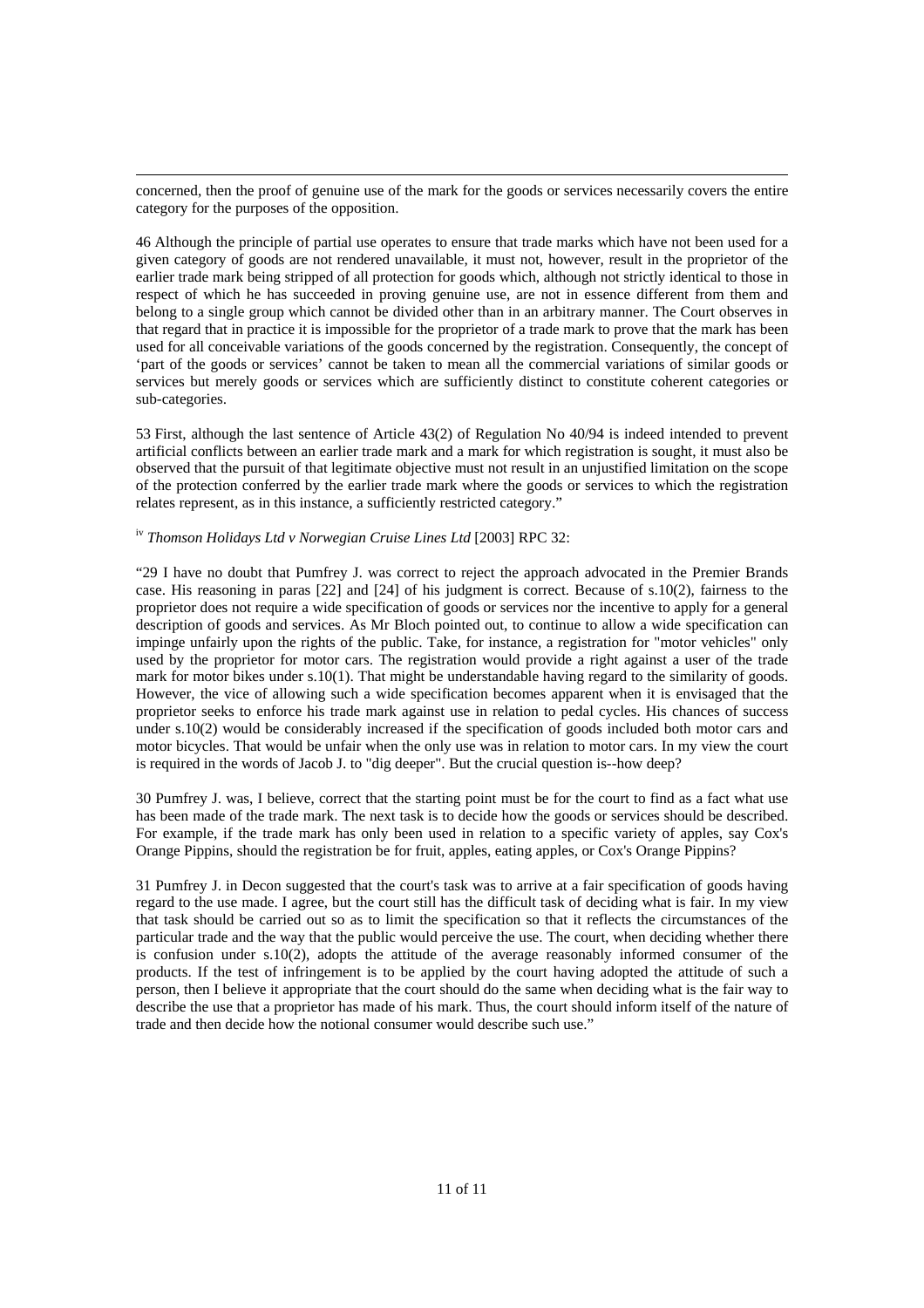concerned, then the proof of genuine use of the mark for the goods or services necessarily covers the entire category for the purposes of the opposition.

46 Although the principle of partial use operates to ensure that trade marks which have not been used for a given category of goods are not rendered unavailable, it must not, however, result in the proprietor of the earlier trade mark being stripped of all protection for goods which, although not strictly identical to those in respect of which he has succeeded in proving genuine use, are not in essence different from them and belong to a single group which cannot be divided other than in an arbitrary manner. The Court observes in that regard that in practice it is impossible for the proprietor of a trade mark to prove that the mark has been used for all conceivable variations of the goods concerned by the registration. Consequently, the concept of 'part of the goods or services' cannot be taken to mean all the commercial variations of similar goods or services but merely goods or services which are sufficiently distinct to constitute coherent categories or sub-categories.

53 First, although the last sentence of Article 43(2) of Regulation No 40/94 is indeed intended to prevent artificial conflicts between an earlier trade mark and a mark for which registration is sought, it must also be observed that the pursuit of that legitimate objective must not result in an unjustified limitation on the scope of the protection conferred by the earlier trade mark where the goods or services to which the registration relates represent, as in this instance, a sufficiently restricted category."

[iv] *Thomson Holidays Ltd v Norwegian Cruise Lines Ltd* [2003] RPC 32:

"29 I have no doubt that Pumfrey J. was correct to reject the approach advocated in the Premier Brands case. His reasoning in paras [22] and [24] of his judgment is correct. Because of s.10(2), fairness to the proprietor does not require a wide specification of goods or services nor the incentive to apply for a general description of goods and services. As Mr Bloch pointed out, to continue to allow a wide specification can impinge unfairly upon the rights of the public. Take, for instance, a registration for "motor vehicles" only used by the proprietor for motor cars. The registration would provide a right against a user of the trade mark for motor bikes under s.10(1). That might be understandable having regard to the similarity of goods. However, the vice of allowing such a wide specification becomes apparent when it is envisaged that the proprietor seeks to enforce his trade mark against use in relation to pedal cycles. His chances of success under s.10(2) would be considerably increased if the specification of goods included both motor cars and motor bicycles. That would be unfair when the only use was in relation to motor cars. In my view the court is required in the words of Jacob J. to "dig deeper". But the crucial question is--how deep?

30 Pumfrey J. was, I believe, correct that the starting point must be for the court to find as a fact what use has been made of the trade mark. The next task is to decide how the goods or services should be described. For example, if the trade mark has only been used in relation to a specific variety of apples, say Cox's Orange Pippins, should the registration be for fruit, apples, eating apples, or Cox's Orange Pippins?

31 Pumfrey J. in Decon suggested that the court's task was to arrive at a fair specification of goods having regard to the use made. I agree, but the court still has the difficult task of deciding what is fair. In my view that task should be carried out so as to limit the specification so that it reflects the circumstances of the particular trade and the way that the public would perceive the use. The court, when deciding whether there is confusion under s.10(2), adopts the attitude of the average reasonably informed consumer of the products. If the test of infringement is to be applied by the court having adopted the attitude of such a person, then I believe it appropriate that the court should do the same when deciding what is the fair way to describe the use that a proprietor has made of his mark. Thus, the court should inform itself of the nature of trade and then decide how the notional consumer would describe such use."